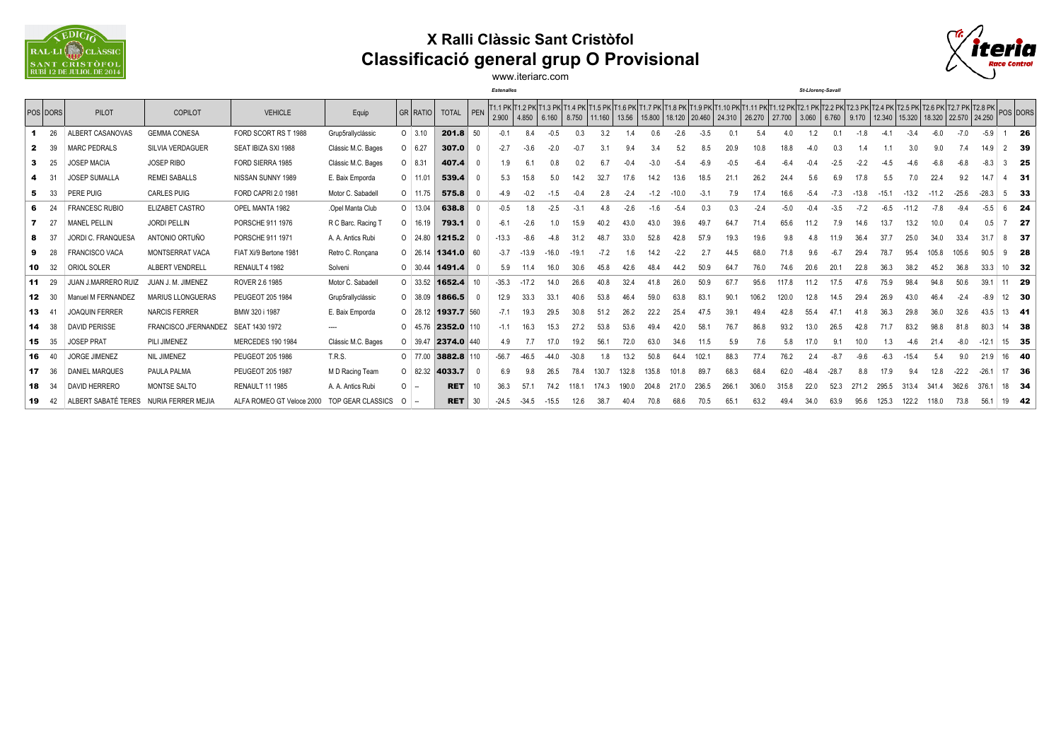# X Ralli Clàssic Sant Cristòfol

## Classificació general grup O Provisional

www.iteriarc.com

| POS | DORS | PILOT | COPILOT | VEHICLE | Equip | GR | RATIO | TOTAL | PEN | T1.1 PK 2.900 | T1.2 PK 4.850 | T1.3 PK 6.160 | T1.4 PK 8.750 | T1.5 PK 11.160 | T1.6 PK 13.56 | T1.7 PK 15.800 | T1.8 PK 18.120 | T1.9 PK 20.460 | T1.10 PK 24.310 | T1.11 PK 26.270 | T1.12 PK 27.700 | T2.1 PK 3.060 | T2.2 PK 6.760 | T2.3 PK 9.170 | T2.4 PK 12.340 | T2.5 PK 15.320 | T2.6 PK 18.320 | T2.7 PK 22.570 | T2.8 PK 24.250 | POS | DORS |
|---|---|---|---|---|---|---|---|---|---|---|---|---|---|---|---|---|---|---|---|---|---|---|---|---|---|---|---|---|---|---|---|
| | | | | | | | | | | *Estenalles* | | | | | | | | | | | | *St-Llorenç-Savall* | | | | | | | | | |
| 1 | 26 | ALBERT CASANOVAS | GEMMA CONESA | FORD SCORT RS T 1988 | Grup5rallyclàssic | O | 3.10 | 201.8 | 50 | -0.1 | 8.4 | -0.5 | 0.3 | 3.2 | 1.4 | 0.6 | -2.6 | -3.5 | 0.1 | 5.4 | 4.0 | 1.2 | 0.1 | -1.8 | -4.1 | -3.4 | -6.0 | -7.0 | -5.9 | 1 | 26 |
| 2 | 39 | MARC PEDRALS | SILVIA VERDAGUER | SEAT IBIZA SXI 1988 | Clàssic M.C. Bages | O | 6.27 | 307.0 | 0 | -2.7 | -3.6 | -2.0 | -0.7 | 3.1 | 9.4 | 3.4 | 5.2 | 8.5 | 20.9 | 10.8 | 18.8 | -4.0 | 0.3 | 1.4 | 1.1 | 3.0 | 9.0 | 7.4 | 14.9 | 2 | 39 |
| 3 | 25 | JOSEP MACIA | JOSEP RIBO | FORD SIERRA 1985 | Clàssic M.C. Bages | O | 8.31 | 407.4 | 0 | 1.9 | 6.1 | 0.8 | 0.2 | 6.7 | -0.4 | -3.0 | -5.4 | -6.9 | -0.5 | -6.4 | -6.4 | -0.4 | -2.5 | -2.2 | -4.5 | -4.6 | -6.8 | -6.8 | -8.3 | 3 | 25 |
| 4 | 31 | JOSEP SUMALLA | REMEI SABALLS | NISSAN SUNNY 1989 | E. Baix Emporda | O | 11.01 | 539.4 | 0 | 5.3 | 15.8 | 5.0 | 14.2 | 32.7 | 17.6 | 14.2 | 13.6 | 18.5 | 21.1 | 26.2 | 24.4 | 5.6 | 6.9 | 17.8 | 5.5 | 7.0 | 22.4 | 9.2 | 14.7 | 4 | 31 |
| 5 | 33 | PERE PUIG | CARLES PUIG | FORD CAPRI 2.0 1981 | Motor C. Sabadell | O | 11.75 | 575.8 | 0 | -4.9 | -0.2 | -1.5 | -0.4 | 2.8 | -2.4 | -1.2 | -10.0 | -3.1 | 7.9 | 17.4 | 16.6 | -5.4 | -7.3 | -13.8 | -15.1 | -13.2 | -11.2 | -25.6 | -28.3 | 5 | 33 |
| 6 | 24 | FRANCESC RUBIO | ELIZABET CASTRO | OPEL MANTA 1982 | .Opel Manta Club | O | 13.04 | 638.8 | 0 | -0.5 | 1.8 | -2.5 | -3.1 | 4.8 | -2.6 | -1.6 | -5.4 | 0.3 | 0.3 | -2.4 | -5.0 | -0.4 | -3.5 | -7.2 | -6.5 | -11.2 | -7.8 | -9.4 | -5.5 | 6 | 24 |
| 7 | 27 | MANEL PELLIN | JORDI PELLIN | PORSCHE 911 1976 | R C Barc. Racing T | O | 16.19 | 793.1 | 0 | -6.1 | -2.6 | 1.0 | 15.9 | 40.2 | 43.0 | 43.0 | 39.6 | 49.7 | 64.7 | 71.4 | 65.6 | 11.2 | 7.9 | 14.6 | 13.7 | 13.2 | 10.0 | 0.4 | 0.5 | 7 | 27 |
| 8 | 37 | JORDI C. FRANQUESA | ANTONIO ORTUÑO | PORSCHE 911 1971 | A. A. Antics Rubi | O | 24.80 | 1215.2 | 0 | -13.3 | -8.6 | -4.8 | 31.2 | 48.7 | 33.0 | 52.8 | 42.8 | 57.9 | 19.3 | 19.6 | 9.8 | 4.8 | 11.9 | 36.4 | 37.7 | 25.0 | 34.0 | 33.4 | 31.7 | 8 | 37 |
| 9 | 28 | FRANCISCO VACA | MONTSERRAT VACA | FIAT Xi/9 Bertone 1981 | Retro C. Ronçana | O | 26.14 | 1341.0 | 60 | -3.7 | -13.9 | -16.0 | -19.1 | -7.2 | 1.6 | 14.2 | -2.2 | 2.7 | 44.5 | 68.0 | 71.8 | 9.6 | -6.7 | 29.4 | 78.7 | 95.4 | 105.8 | 105.6 | 90.5 | 9 | 28 |
| 10 | 32 | ORIOL SOLER | ALBERT VENDRELL | RENAULT 4 1982 | Solveni | O | 30.44 | 1491.4 | 0 | 5.9 | 11.4 | 16.0 | 30.6 | 45.8 | 42.6 | 48.4 | 44.2 | 50.9 | 64.7 | 76.0 | 74.6 | 20.6 | 20.1 | 22.8 | 36.3 | 38.2 | 45.2 | 36.8 | 33.3 | 10 | 32 |
| 11 | 29 | JUAN J.MARRERO RUIZ | JUAN J. M. JIMENEZ | ROVER 2.6 1985 | Motor C. Sabadell | O | 33.52 | 1652.4 | 10 | -35.3 | -17.2 | 14.0 | 26.6 | 40.8 | 32.4 | 41.8 | 26.0 | 50.9 | 67.7 | 95.6 | 117.8 | 11.2 | 17.5 | 47.6 | 75.9 | 98.4 | 94.8 | 50.6 | 39.1 | 11 | 29 |
| 12 | 30 | Manuel M FERNANDEZ | MARIUS LLONGUERAS | PEUGEOT 205 1984 | Grup5rallyclàssic | O | 38.09 | 1866.5 | 0 | 12.9 | 33.3 | 33.1 | 40.6 | 53.8 | 46.4 | 59.0 | 63.8 | 83.1 | 90.1 | 106.2 | 120.0 | 12.8 | 14.5 | 29.4 | 26.9 | 43.0 | 46.4 | -2.4 | -8.9 | 12 | 30 |
| 13 | 41 | JOAQUIN FERRER | NARCIS FERRER | BMW 320 i 1987 | E. Baix Emporda | O | 28.12 | 1937.7 | 560 | -7.1 | 19.3 | 29.5 | 30.8 | 51.2 | 26.2 | 22.2 | 25.4 | 47.5 | 39.1 | 49.4 | 42.8 | 55.4 | 47.1 | 41.8 | 36.3 | 29.8 | 36.0 | 32.6 | 43.5 | 13 | 41 |
| 14 | 38 | DAVID PERISSE | FRANCISCO JFERNANDEZ | SEAT 1430 1972 | ---- | O | 45.76 | 2352.0 | 110 | -1.1 | 16.3 | 15.3 | 27.2 | 53.8 | 53.6 | 49.4 | 42.0 | 58.1 | 76.7 | 86.8 | 93.2 | 13.0 | 26.5 | 42.8 | 71.7 | 83.2 | 98.8 | 81.8 | 80.3 | 14 | 38 |
| 15 | 35 | JOSEP PRAT | PILI JIMENEZ | MERCEDES 190 1984 | Clàssic M.C. Bages | O | 39.47 | 2374.0 | 440 | 4.9 | 7.7 | 17.0 | 19.2 | 56.1 | 72.0 | 63.0 | 34.6 | 11.5 | 5.9 | 7.6 | 5.8 | 17.0 | 9.1 | 10.0 | 1.3 | -4.6 | 21.4 | -8.0 | -12.1 | 15 | 35 |
| 16 | 40 | JORGE JIMENEZ | NIL JIMENEZ | PEUGEOT 205 1986 | T.R.S. | O | 77.00 | 3882.8 | 110 | -56.7 | -46.5 | -44.0 | -30.8 | 1.8 | 13.2 | 50.8 | 64.4 | 102.1 | 88.3 | 77.4 | 76.2 | 2.4 | -8.7 | -9.6 | -6.3 | -15.4 | 5.4 | 9.0 | 21.9 | 16 | 40 |
| 17 | 36 | DANIEL MARQUES | PAULA PALMA | PEUGEOT 205 1987 | M D Racing Team | O | 82.32 | 4033.7 | 0 | 6.9 | 9.8 | 26.5 | 78.4 | 130.7 | 132.8 | 135.8 | 101.8 | 89.7 | 68.3 | 68.4 | 62.0 | -48.4 | -28.7 | 8.8 | 17.9 | 9.4 | 12.8 | -22.2 | -26.1 | 17 | 36 |
| 18 | 34 | DAVID HERRERO | MONTSE SALTO | RENAULT 11 1985 | A. A. Antics Rubi | O | -- | RET | 10 | 36.3 | 57.1 | 74.2 | 118.1 | 174.3 | 190.0 | 204.8 | 217.0 | 236.5 | 266.1 | 306.0 | 315.8 | 22.0 | 52.3 | 271.2 | 295.5 | 313.4 | 341.4 | 362.6 | 376.1 | 18 | 34 |
| 19 | 42 | ALBERT SABATÉ TERES | NURIA FERRER MEJIA | ALFA ROMEO GT Veloce 2000 | TOP GEAR CLASSICS | O | -- | RET | 30 | -24.5 | -34.5 | -15.5 | 12.6 | 38.7 | 40.4 | 70.8 | 68.6 | 70.5 | 65.1 | 63.2 | 49.4 | 34.0 | 63.9 | 95.6 | 125.3 | 122.2 | 118.0 | 73.8 | 56.1 | 19 | 42 |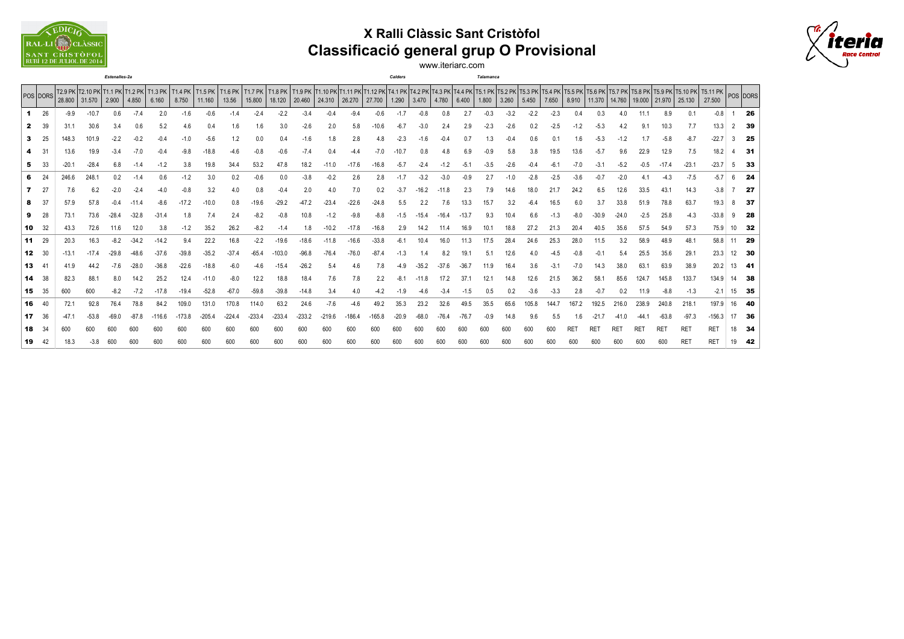# X Ralli Clàssic Sant Cristòfol
## Classificació general grup O Provisional

www.iteriarc.com

| | | Estenalles-2a | | | | | | | | | | | | | | Calders | | | | Talamanca | | | | | | | | | | | | | |
|---|---|---|---|---|---|---|---|---|---|---|---|---|---|---|---|---|---|---|---|---|---|---|---|---|---|---|---|---|---|---|---|---|---|
| POS | DORS | T2.9 PK 28.800 | T2.10 PK 31.570 | T1.1 PK 2.900 | T1.2 PK 4.850 | T1.3 PK 6.160 | T1.4 PK 8.750 | T1.5 PK 11.160 | T1.6 PK 13.56 | T1.7 PK 15.800 | T1.8 PK 18.120 | T1.9 PK 20.460 | T1.10 PK 24.310 | T1.11 PK 26.270 | T1.12 PK 27.700 | T4.1 PK 1.290 | T4.2 PK 3.470 | T4.3 PK 4.780 | T4.4 PK 6.400 | T5.1 PK 1.800 | T5.2 PK 3.260 | T5.3 PK 5.450 | T5.4 PK 7.650 | T5.5 PK 8.910 | T5.6 PK 11.370 | T5.7 PK 14.760 | T5.8 PK 19.000 | T5.9 PK 21.970 | T5.10 PK 25.130 | T5.11 PK 27.500 | POS | DORS |
| 1 | 26 | -9.9 | -10.7 | 0.6 | -7.4 | 2.0 | -1.6 | -0.6 | -1.4 | -2.4 | -2.2 | -3.4 | -0.4 | -9.4 | -0.6 | -1.7 | -0.8 | 0.8 | 2.7 | -0.3 | -3.2 | -2.2 | -2.3 | 0.4 | 0.3 | 4.0 | 11.1 | 8.9 | 0.1 | -0.8 | 1 | 26 |
| 2 | 39 | 31.1 | 30.6 | 3.4 | 0.6 | 5.2 | 4.6 | 0.4 | 1.6 | 1.6 | 3.0 | -2.6 | 2.0 | 5.8 | -10.6 | -6.7 | -3.0 | 2.4 | 2.9 | -2.3 | -2.6 | 0.2 | -2.5 | -1.2 | -5.3 | 4.2 | 9.1 | 10.3 | 7.7 | 13.3 | 2 | 39 |
| 3 | 25 | 148.3 | 101.9 | -2.2 | -0.2 | -0.4 | -1.0 | -5.6 | 1.2 | 0.0 | 0.4 | -1.6 | 1.8 | 2.8 | 4.8 | -2.3 | -1.6 | -0.4 | 0.7 | 1.3 | -0.4 | 0.6 | 0.1 | 1.6 | -5.3 | -1.2 | 1.7 | -5.8 | -8.7 | -22.7 | 3 | 25 |
| 4 | 31 | 13.6 | 19.9 | -3.4 | -7.0 | -0.4 | -9.8 | -18.8 | -4.6 | -0.8 | -0.6 | -7.4 | 0.4 | -4.4 | -7.0 | -10.7 | 0.8 | 4.8 | 6.9 | -0.9 | 5.8 | 3.8 | 19.5 | 13.6 | -5.7 | 9.6 | 22.9 | 12.9 | 7.5 | 18.2 | 4 | 31 |
| 5 | 33 | -20.1 | -28.4 | 6.8 | -1.4 | -1.2 | 3.8 | 19.8 | 34.4 | 53.2 | 47.8 | 18.2 | -11.0 | -17.6 | -16.8 | -5.7 | -2.4 | -1.2 | -5.1 | -3.5 | -2.6 | -0.4 | -6.1 | -7.0 | -3.1 | -5.2 | -0.5 | -17.4 | -23.1 | -23.7 | 5 | 33 |
| 6 | 24 | 246.6 | 248.1 | 0.2 | -1.4 | 0.6 | -1.2 | 3.0 | 0.2 | -0.6 | 0.0 | -3.8 | -0.2 | 2.6 | 2.8 | -1.7 | -3.2 | -3.0 | -0.9 | 2.7 | -1.0 | -2.8 | -2.5 | -3.6 | -0.7 | -2.0 | 4.1 | -4.3 | -7.5 | -5.7 | 6 | 24 |
| 7 | 27 | 7.6 | 6.2 | -2.0 | -2.4 | -4.0 | -0.8 | 3.2 | 4.0 | 0.8 | -0.4 | 2.0 | 4.0 | 7.0 | 0.2 | -3.7 | -16.2 | -11.8 | 2.3 | 7.9 | 14.6 | 18.0 | 21.7 | 24.2 | 6.5 | 12.6 | 33.5 | 43.1 | 14.3 | -3.8 | 7 | 27 |
| 8 | 37 | 57.9 | 57.8 | -0.4 | -11.4 | -8.6 | -17.2 | -10.0 | 0.8 | -19.6 | -29.2 | -47.2 | -23.4 | -22.6 | -24.8 | 5.5 | 2.2 | 7.6 | 13.3 | 15.7 | 3.2 | -6.4 | 16.5 | 6.0 | 3.7 | 33.8 | 51.9 | 78.8 | 63.7 | 19.3 | 8 | 37 |
| 9 | 28 | 73.1 | 73.6 | -28.4 | -32.8 | -31.4 | 1.8 | 7.4 | 2.4 | -8.2 | -0.8 | 10.8 | -1.2 | -9.8 | -8.8 | -1.5 | -15.4 | -16.4 | -13.7 | 9.3 | 10.4 | 6.6 | -1.3 | -8.0 | -30.9 | -24.0 | -2.5 | 25.8 | -4.3 | -33.8 | 9 | 28 |
| 10 | 32 | 43.3 | 72.6 | 11.6 | 12.0 | 3.8 | -1.2 | 35.2 | 26.2 | -8.2 | -1.4 | 1.8 | -10.2 | -17.8 | -16.8 | 2.9 | 14.2 | 11.4 | 16.9 | 10.1 | 18.8 | 27.2 | 21.3 | 20.4 | 40.5 | 35.6 | 57.5 | 54.9 | 57.3 | 75.9 | 10 | 32 |
| 11 | 29 | 20.3 | 16.3 | -8.2 | -34.2 | -14.2 | 9.4 | 22.2 | 16.8 | -2.2 | -19.6 | -18.6 | -11.8 | -16.6 | -33.8 | -6.1 | 10.4 | 16.0 | 11.3 | 17.5 | 28.4 | 24.6 | 25.3 | 28.0 | 11.5 | 3.2 | 58.9 | 48.9 | 48.1 | 58.8 | 11 | 29 |
| 12 | 30 | -13.1 | -17.4 | -29.8 | -48.6 | -37.6 | -39.8 | -35.2 | -37.4 | -65.4 | -103.0 | -96.8 | -76.4 | -76.0 | -87.4 | -1.3 | 1.4 | 8.2 | 19.1 | 5.1 | 12.6 | 4.0 | -4.5 | -0.8 | -0.1 | 5.4 | 25.5 | 35.6 | 29.1 | 23.3 | 12 | 30 |
| 13 | 41 | 41.9 | 44.2 | -7.6 | -28.0 | -36.8 | -22.6 | -18.8 | -6.0 | -4.6 | -15.4 | -26.2 | 5.4 | 4.6 | 7.8 | -4.9 | -35.2 | -37.6 | -36.7 | 11.9 | 16.4 | 3.6 | -3.1 | -7.0 | 14.3 | 38.0 | 63.1 | 63.9 | 38.9 | 20.2 | 13 | 41 |
| 14 | 38 | 82.3 | 88.1 | 8.0 | 14.2 | 25.2 | 12.4 | -11.0 | -8.0 | 12.2 | 18.8 | 18.4 | 7.6 | 7.8 | 2.2 | -8.1 | -11.8 | 17.2 | 37.1 | 12.1 | 14.8 | 12.6 | 21.5 | 36.2 | 58.1 | 85.6 | 124.7 | 145.8 | 133.7 | 134.9 | 14 | 38 |
| 15 | 35 | 600 | 600 | -8.2 | -7.2 | -17.8 | -19.4 | -52.8 | -67.0 | -59.8 | -39.8 | -14.8 | 3.4 | 4.0 | -4.2 | -1.9 | -4.6 | -3.4 | -1.5 | 0.5 | 0.2 | -3.6 | -3.3 | 2.8 | -0.7 | 0.2 | 11.9 | -8.8 | -1.3 | -2.1 | 15 | 35 |
| 16 | 40 | 72.1 | 92.8 | 76.4 | 78.8 | 84.2 | 109.0 | 131.0 | 170.8 | 114.0 | 63.2 | 24.6 | -7.6 | -4.6 | 49.2 | 35.3 | 23.2 | 32.6 | 49.5 | 35.5 | 65.6 | 105.8 | 144.7 | 167.2 | 192.5 | 216.0 | 238.9 | 240.8 | 218.1 | 197.9 | 16 | 40 |
| 17 | 36 | -47.1 | -53.8 | -69.0 | -87.8 | -116.6 | -173.8 | -205.4 | -224.4 | -233.4 | -233.4 | -233.2 | -219.6 | -186.4 | -165.8 | -20.9 | -68.0 | -76.4 | -76.7 | -0.9 | 14.8 | 9.6 | 5.5 | 1.6 | -21.7 | -41.0 | -44.1 | -63.8 | -97.3 | -156.3 | 17 | 36 |
| 18 | 34 | 600 | 600 | 600 | 600 | 600 | 600 | 600 | 600 | 600 | 600 | 600 | 600 | 600 | 600 | 600 | 600 | 600 | 600 | 600 | 600 | 600 | 600 | RET | RET | RET | RET | RET | RET | RET | 18 | 34 |
| 19 | 42 | 18.3 | -3.8 | 600 | 600 | 600 | 600 | 600 | 600 | 600 | 600 | 600 | 600 | 600 | 600 | 600 | 600 | 600 | 600 | 600 | 600 | 600 | 600 | 600 | 600 | 600 | 600 | 600 | RET | RET | 19 | 42 |